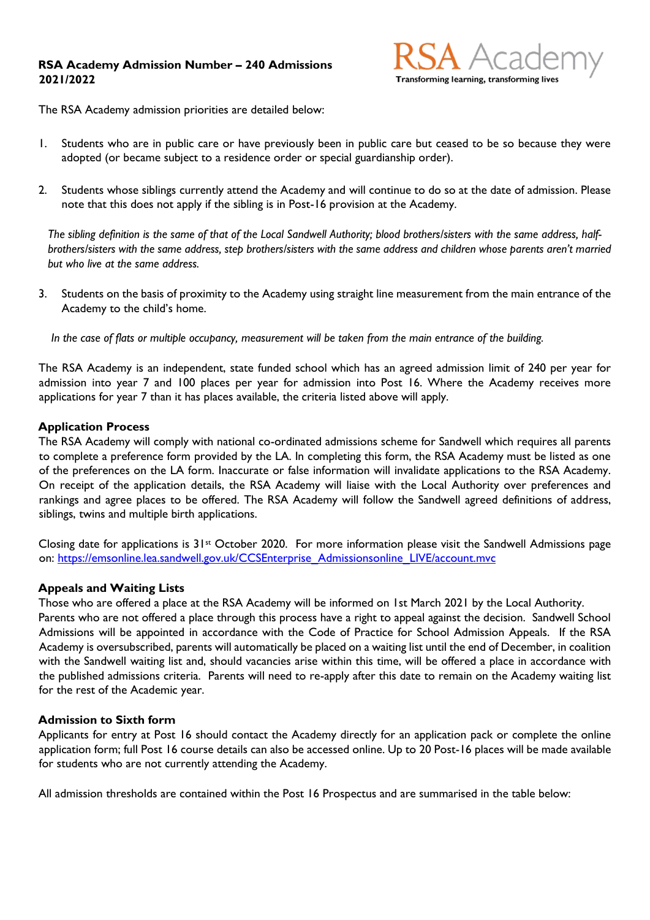# RSA Academy Admission Number – 240 Admissions 2021/2022

RSA Academy
Transforming learning, transforming lives

The RSA Academy admission priorities are detailed below:

1. Students who are in public care or have previously been in public care but ceased to be so because they were adopted (or became subject to a residence order or special guardianship order).

2. Students whose siblings currently attend the Academy and will continue to do so at the date of admission. Please note that this does not apply if the sibling is in Post-16 provision at the Academy.

   *The sibling definition is the same of that of the Local Sandwell Authority; blood brothers/sisters with the same address, half-brothers/sisters with the same address, step brothers/sisters with the same address and children whose parents aren't married but who live at the same address.*

3. Students on the basis of proximity to the Academy using straight line measurement from the main entrance of the Academy to the child's home.

   *In the case of flats or multiple occupancy, measurement will be taken from the main entrance of the building.*

The RSA Academy is an independent, state funded school which has an agreed admission limit of 240 per year for admission into year 7 and 100 places per year for admission into Post 16. Where the Academy receives more applications for year 7 than it has places available, the criteria listed above will apply.

## Application Process

The RSA Academy will comply with national co-ordinated admissions scheme for Sandwell which requires all parents to complete a preference form provided by the LA. In completing this form, the RSA Academy must be listed as one of the preferences on the LA form. Inaccurate or false information will invalidate applications to the RSA Academy. On receipt of the application details, the RSA Academy will liaise with the Local Authority over preferences and rankings and agree places to be offered. The RSA Academy will follow the Sandwell agreed definitions of address, siblings, twins and multiple birth applications.

Closing date for applications is 31st October 2020. For more information please visit the Sandwell Admissions page on: https://emsonline.lea.sandwell.gov.uk/CCSEnterprise_Admissionsonline_LIVE/account.mvc

## Appeals and Waiting Lists

Those who are offered a place at the RSA Academy will be informed on 1st March 2021 by the Local Authority. Parents who are not offered a place through this process have a right to appeal against the decision. Sandwell School Admissions will be appointed in accordance with the Code of Practice for School Admission Appeals. If the RSA Academy is oversubscribed, parents will automatically be placed on a waiting list until the end of December, in coalition with the Sandwell waiting list and, should vacancies arise within this time, will be offered a place in accordance with the published admissions criteria. Parents will need to re-apply after this date to remain on the Academy waiting list for the rest of the Academic year.

## Admission to Sixth form

Applicants for entry at Post 16 should contact the Academy directly for an application pack or complete the online application form; full Post 16 course details can also be accessed online. Up to 20 Post-16 places will be made available for students who are not currently attending the Academy.

All admission thresholds are contained within the Post 16 Prospectus and are summarised in the table below: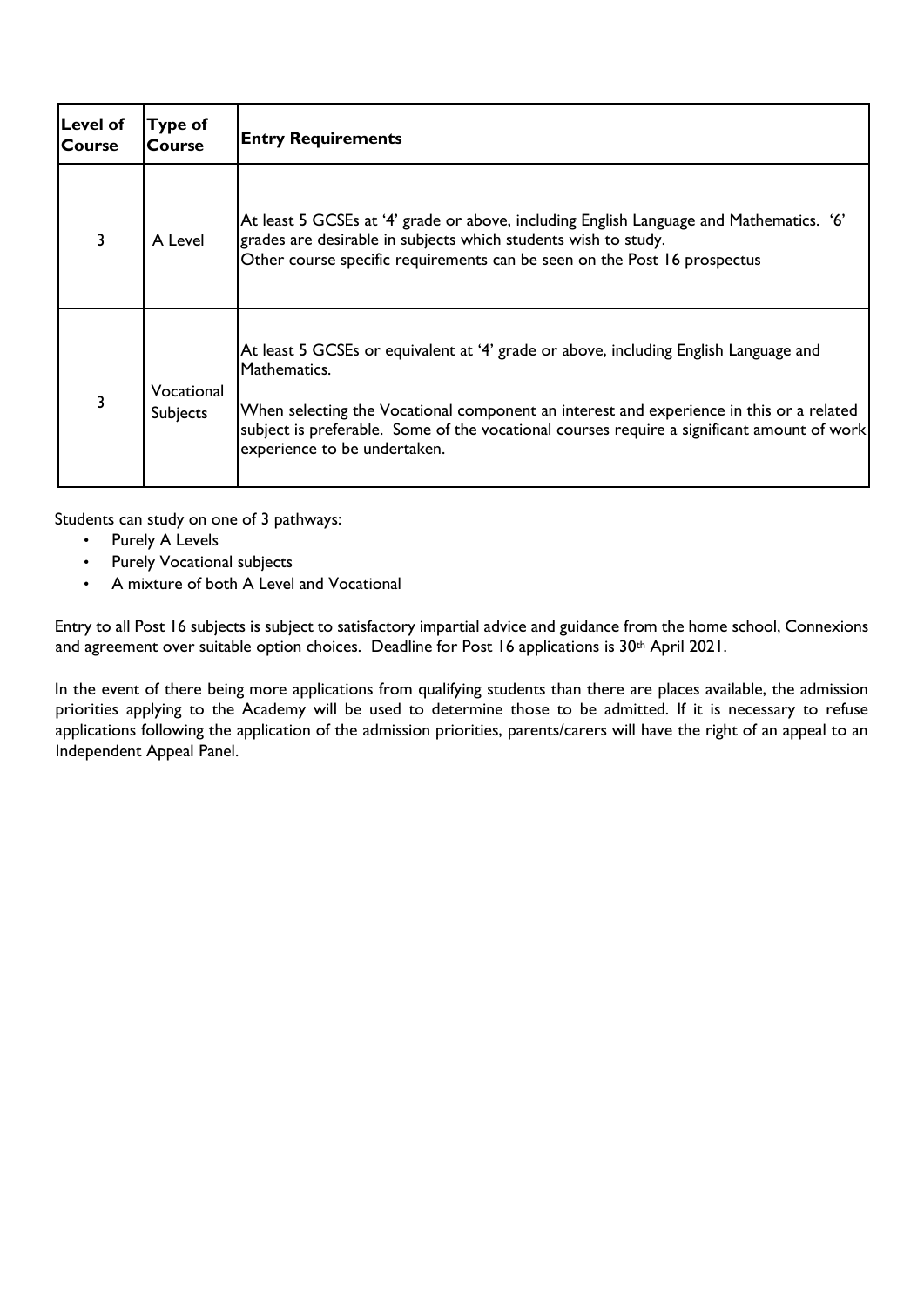| Level of Course | Type of Course | Entry Requirements |
| --- | --- | --- |
| 3 | A Level | At least 5 GCSEs at '4' grade or above, including English Language and Mathematics. '6' grades are desirable in subjects which students wish to study.<br>Other course specific requirements can be seen on the Post 16 prospectus |
| 3 | Vocational Subjects | At least 5 GCSEs or equivalent at '4' grade or above, including English Language and Mathematics.<br><br>When selecting the Vocational component an interest and experience in this or a related subject is preferable. Some of the vocational courses require a significant amount of work experience to be undertaken. |

Students can study on one of 3 pathways:

- Purely A Levels
- Purely Vocational subjects
- A mixture of both A Level and Vocational

Entry to all Post 16 subjects is subject to satisfactory impartial advice and guidance from the home school, Connexions and agreement over suitable option choices. Deadline for Post 16 applications is 30th April 2021.

In the event of there being more applications from qualifying students than there are places available, the admission priorities applying to the Academy will be used to determine those to be admitted. If it is necessary to refuse applications following the application of the admission priorities, parents/carers will have the right of an appeal to an Independent Appeal Panel.